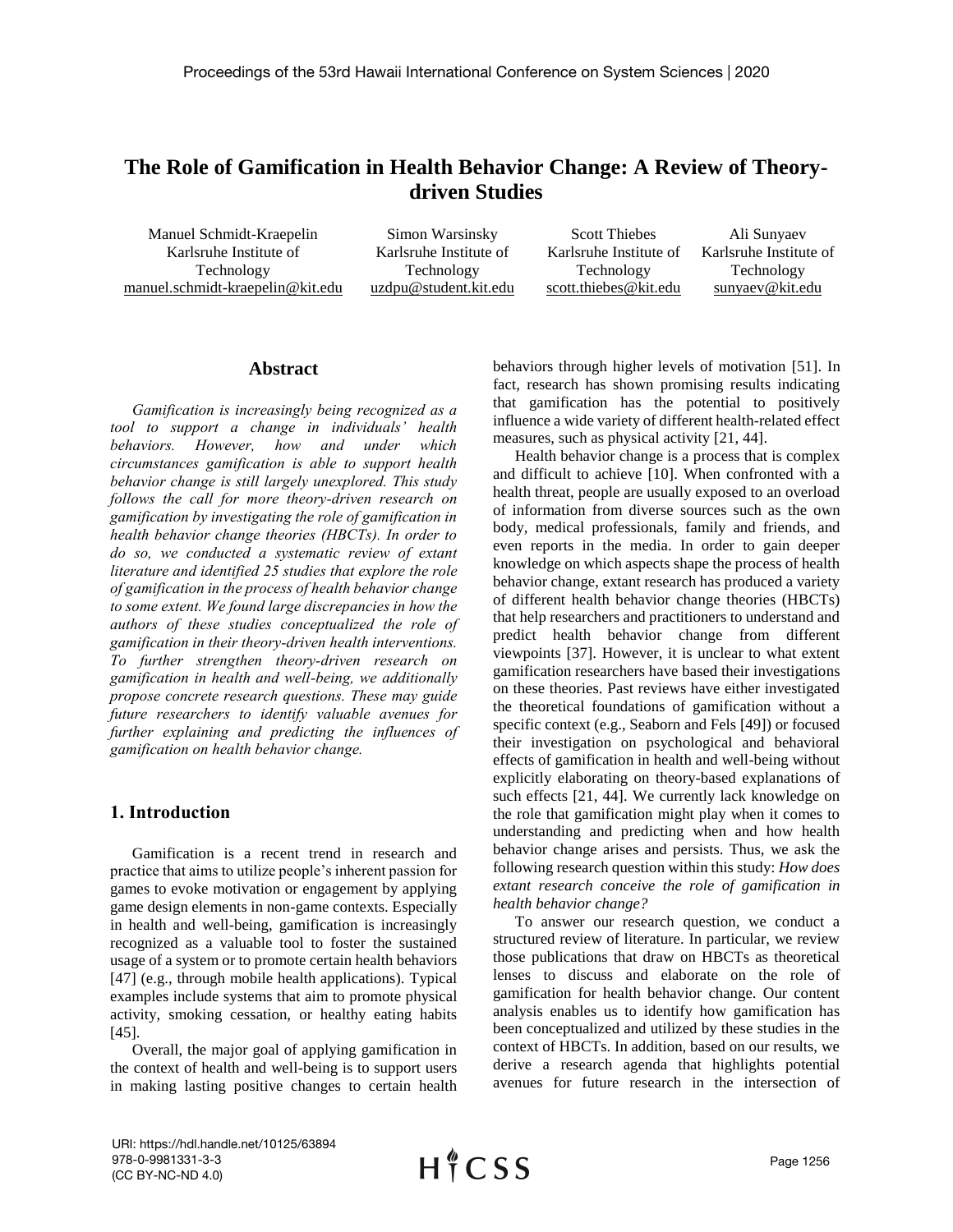# The Role of Gamification in Health Behavior Change: A Review of Theory-driven Studies

Manuel Schmidt-Kraepelin
Karlsruhe Institute of Technology
manuel.schmidt-kraepelin@kit.edu

Simon Warsinsky
Karlsruhe Institute of Technology
uzdpu@student.kit.edu

Scott Thiebes
Karlsruhe Institute of Technology
scott.thiebes@kit.edu

Ali Sunyaev
Karlsruhe Institute of Technology
sunyaev@kit.edu

## Abstract

*Gamification is increasingly being recognized as a tool to support a change in individuals' health behaviors. However, how and under which circumstances gamification is able to support health behavior change is still largely unexplored. This study follows the call for more theory-driven research on gamification by investigating the role of gamification in health behavior change theories (HBCTs). In order to do so, we conducted a systematic review of extant literature and identified 25 studies that explore the role of gamification in the process of health behavior change to some extent. We found large discrepancies in how the authors of these studies conceptualized the role of gamification in their theory-driven health interventions. To further strengthen theory-driven research on gamification in health and well-being, we additionally propose concrete research questions. These may guide future researchers to identify valuable avenues for further explaining and predicting the influences of gamification on health behavior change.*

## 1. Introduction

Gamification is a recent trend in research and practice that aims to utilize people's inherent passion for games to evoke motivation or engagement by applying game design elements in non-game contexts. Especially in health and well-being, gamification is increasingly recognized as a valuable tool to foster the sustained usage of a system or to promote certain health behaviors [47] (e.g., through mobile health applications). Typical examples include systems that aim to promote physical activity, smoking cessation, or healthy eating habits [45].

Overall, the major goal of applying gamification in the context of health and well-being is to support users in making lasting positive changes to certain health behaviors through higher levels of motivation [51]. In fact, research has shown promising results indicating that gamification has the potential to positively influence a wide variety of different health-related effect measures, such as physical activity [21, 44].

Health behavior change is a process that is complex and difficult to achieve [10]. When confronted with a health threat, people are usually exposed to an overload of information from diverse sources such as the own body, medical professionals, family and friends, and even reports in the media. In order to gain deeper knowledge on which aspects shape the process of health behavior change, extant research has produced a variety of different health behavior change theories (HBCTs) that help researchers and practitioners to understand and predict health behavior change from different viewpoints [37]. However, it is unclear to what extent gamification researchers have based their investigations on these theories. Past reviews have either investigated the theoretical foundations of gamification without a specific context (e.g., Seaborn and Fels [49]) or focused their investigation on psychological and behavioral effects of gamification in health and well-being without explicitly elaborating on theory-based explanations of such effects [21, 44]. We currently lack knowledge on the role that gamification might play when it comes to understanding and predicting when and how health behavior change arises and persists. Thus, we ask the following research question within this study: *How does extant research conceive the role of gamification in health behavior change?*

To answer our research question, we conduct a structured review of literature. In particular, we review those publications that draw on HBCTs as theoretical lenses to discuss and elaborate on the role of gamification for health behavior change. Our content analysis enables us to identify how gamification has been conceptualized and utilized by these studies in the context of HBCTs. In addition, based on our results, we derive a research agenda that highlights potential avenues for future research in the intersection of

URI: https://hdl.handle.net/10125/63894
978-0-9981331-3-3
(CC BY-NC-ND 4.0)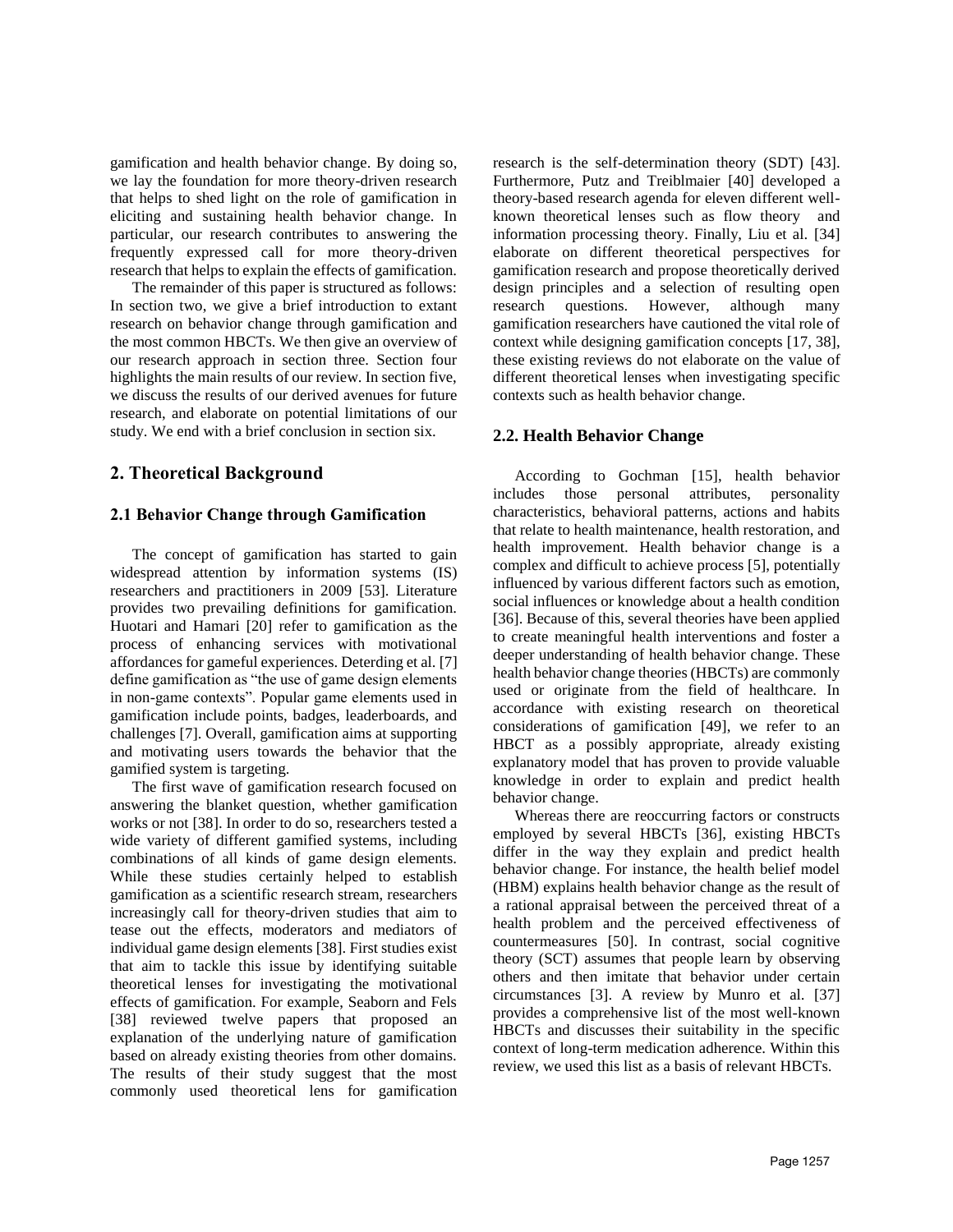gamification and health behavior change. By doing so, we lay the foundation for more theory-driven research that helps to shed light on the role of gamification in eliciting and sustaining health behavior change. In particular, our research contributes to answering the frequently expressed call for more theory-driven research that helps to explain the effects of gamification.

The remainder of this paper is structured as follows: In section two, we give a brief introduction to extant research on behavior change through gamification and the most common HBCTs. We then give an overview of our research approach in section three. Section four highlights the main results of our review. In section five, we discuss the results of our derived avenues for future research, and elaborate on potential limitations of our study. We end with a brief conclusion in section six.

## 2. Theoretical Background

### 2.1 Behavior Change through Gamification

The concept of gamification has started to gain widespread attention by information systems (IS) researchers and practitioners in 2009 [53]. Literature provides two prevailing definitions for gamification. Huotari and Hamari [20] refer to gamification as the process of enhancing services with motivational affordances for gameful experiences. Deterding et al. [7] define gamification as "the use of game design elements in non-game contexts". Popular game elements used in gamification include points, badges, leaderboards, and challenges [7]. Overall, gamification aims at supporting and motivating users towards the behavior that the gamified system is targeting.

The first wave of gamification research focused on answering the blanket question, whether gamification works or not [38]. In order to do so, researchers tested a wide variety of different gamified systems, including combinations of all kinds of game design elements. While these studies certainly helped to establish gamification as a scientific research stream, researchers increasingly call for theory-driven studies that aim to tease out the effects, moderators and mediators of individual game design elements [38]. First studies exist that aim to tackle this issue by identifying suitable theoretical lenses for investigating the motivational effects of gamification. For example, Seaborn and Fels [38] reviewed twelve papers that proposed an explanation of the underlying nature of gamification based on already existing theories from other domains. The results of their study suggest that the most commonly used theoretical lens for gamification research is the self-determination theory (SDT) [43]. Furthermore, Putz and Treiblmaier [40] developed a theory-based research agenda for eleven different well-known theoretical lenses such as flow theory and information processing theory. Finally, Liu et al. [34] elaborate on different theoretical perspectives for gamification research and propose theoretically derived design principles and a selection of resulting open research questions. However, although many gamification researchers have cautioned the vital role of context while designing gamification concepts [17, 38], these existing reviews do not elaborate on the value of different theoretical lenses when investigating specific contexts such as health behavior change.

### 2.2. Health Behavior Change

According to Gochman [15], health behavior includes those personal attributes, personality characteristics, behavioral patterns, actions and habits that relate to health maintenance, health restoration, and health improvement. Health behavior change is a complex and difficult to achieve process [5], potentially influenced by various different factors such as emotion, social influences or knowledge about a health condition [36]. Because of this, several theories have been applied to create meaningful health interventions and foster a deeper understanding of health behavior change. These health behavior change theories (HBCTs) are commonly used or originate from the field of healthcare. In accordance with existing research on theoretical considerations of gamification [49], we refer to an HBCT as a possibly appropriate, already existing explanatory model that has proven to provide valuable knowledge in order to explain and predict health behavior change.

Whereas there are reoccurring factors or constructs employed by several HBCTs [36], existing HBCTs differ in the way they explain and predict health behavior change. For instance, the health belief model (HBM) explains health behavior change as the result of a rational appraisal between the perceived threat of a health problem and the perceived effectiveness of countermeasures [50]. In contrast, social cognitive theory (SCT) assumes that people learn by observing others and then imitate that behavior under certain circumstances [3]. A review by Munro et al. [37] provides a comprehensive list of the most well-known HBCTs and discusses their suitability in the specific context of long-term medication adherence. Within this review, we used this list as a basis of relevant HBCTs.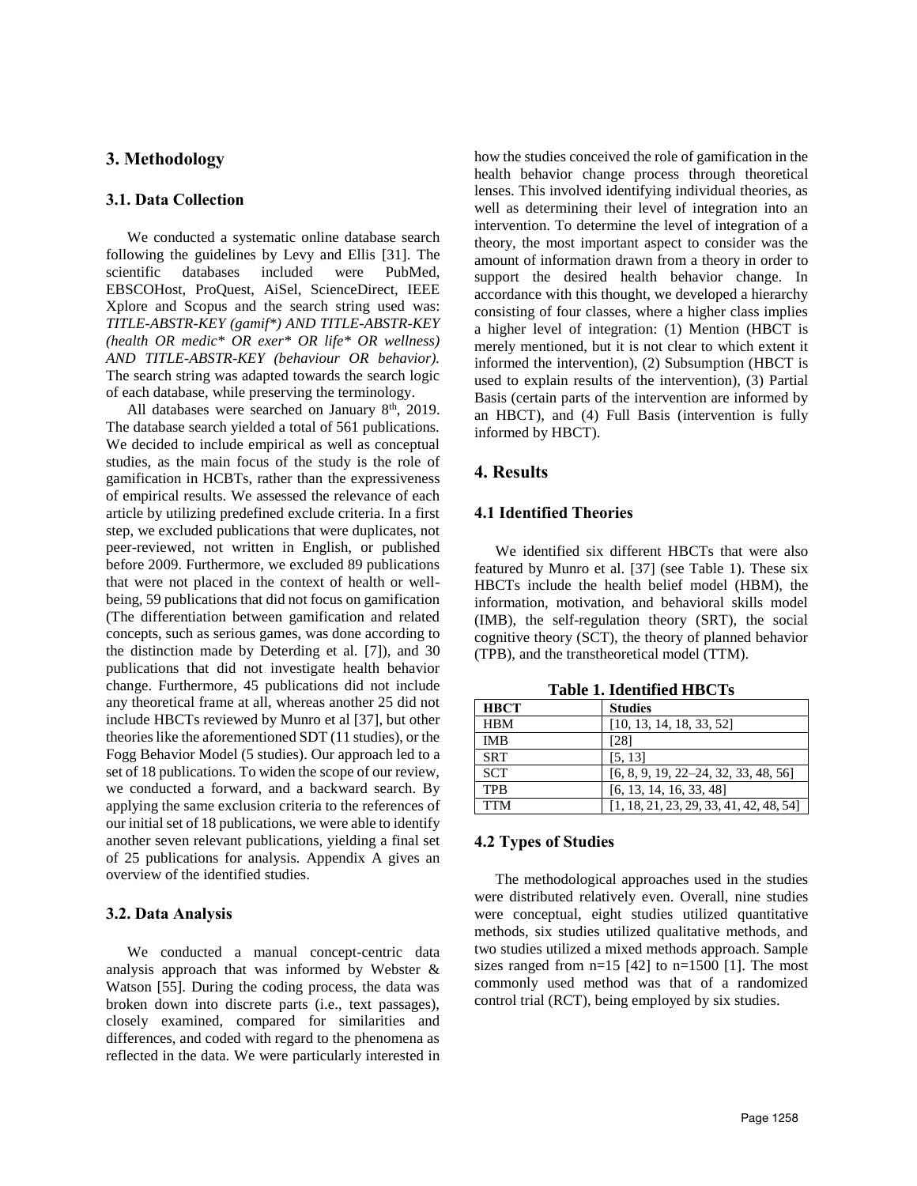## 3. Methodology

### 3.1. Data Collection

We conducted a systematic online database search following the guidelines by Levy and Ellis [31]. The scientific databases included were PubMed, EBSCOHost, ProQuest, AiSel, ScienceDirect, IEEE Xplore and Scopus and the search string used was: *TITLE-ABSTR-KEY (gamif*) AND TITLE-ABSTR-KEY (health OR medic* OR exer* OR life* OR wellness) AND TITLE-ABSTR-KEY (behaviour OR behavior).* The search string was adapted towards the search logic of each database, while preserving the terminology.

All databases were searched on January 8th, 2019. The database search yielded a total of 561 publications. We decided to include empirical as well as conceptual studies, as the main focus of the study is the role of gamification in HCBTs, rather than the expressiveness of empirical results. We assessed the relevance of each article by utilizing predefined exclude criteria. In a first step, we excluded publications that were duplicates, not peer-reviewed, not written in English, or published before 2009. Furthermore, we excluded 89 publications that were not placed in the context of health or well-being, 59 publications that did not focus on gamification (The differentiation between gamification and related concepts, such as serious games, was done according to the distinction made by Deterding et al. [7]), and 30 publications that did not investigate health behavior change. Furthermore, 45 publications did not include any theoretical frame at all, whereas another 25 did not include HBCTs reviewed by Munro et al [37], but other theories like the aforementioned SDT (11 studies), or the Fogg Behavior Model (5 studies). Our approach led to a set of 18 publications. To widen the scope of our review, we conducted a forward, and a backward search. By applying the same exclusion criteria to the references of our initial set of 18 publications, we were able to identify another seven relevant publications, yielding a final set of 25 publications for analysis. Appendix A gives an overview of the identified studies.

### 3.2. Data Analysis

We conducted a manual concept-centric data analysis approach that was informed by Webster & Watson [55]. During the coding process, the data was broken down into discrete parts (i.e., text passages), closely examined, compared for similarities and differences, and coded with regard to the phenomena as reflected in the data. We were particularly interested in how the studies conceived the role of gamification in the health behavior change process through theoretical lenses. This involved identifying individual theories, as well as determining their level of integration into an intervention. To determine the level of integration of a theory, the most important aspect to consider was the amount of information drawn from a theory in order to support the desired health behavior change. In accordance with this thought, we developed a hierarchy consisting of four classes, where a higher class implies a higher level of integration: (1) Mention (HBCT is merely mentioned, but it is not clear to which extent it informed the intervention), (2) Subsumption (HBCT is used to explain results of the intervention), (3) Partial Basis (certain parts of the intervention are informed by an HBCT), and (4) Full Basis (intervention is fully informed by HBCT).

## 4. Results

### 4.1 Identified Theories

We identified six different HBCTs that were also featured by Munro et al. [37] (see Table 1). These six HBCTs include the health belief model (HBM), the information, motivation, and behavioral skills model (IMB), the self-regulation theory (SRT), the social cognitive theory (SCT), the theory of planned behavior (TPB), and the transtheoretical model (TTM).

**Table 1. Identified HBCTs**

| HBCT | Studies |
|---|---|
| HBM | [10, 13, 14, 18, 33, 52] |
| IMB | [28] |
| SRT | [5, 13] |
| SCT | [6, 8, 9, 19, 22–24, 32, 33, 48, 56] |
| TPB | [6, 13, 14, 16, 33, 48] |
| TTM | [1, 18, 21, 23, 29, 33, 41, 42, 48, 54] |

### 4.2 Types of Studies

The methodological approaches used in the studies were distributed relatively even. Overall, nine studies were conceptual, eight studies utilized quantitative methods, six studies utilized qualitative methods, and two studies utilized a mixed methods approach. Sample sizes ranged from n=15 [42] to n=1500 [1]. The most commonly used method was that of a randomized control trial (RCT), being employed by six studies.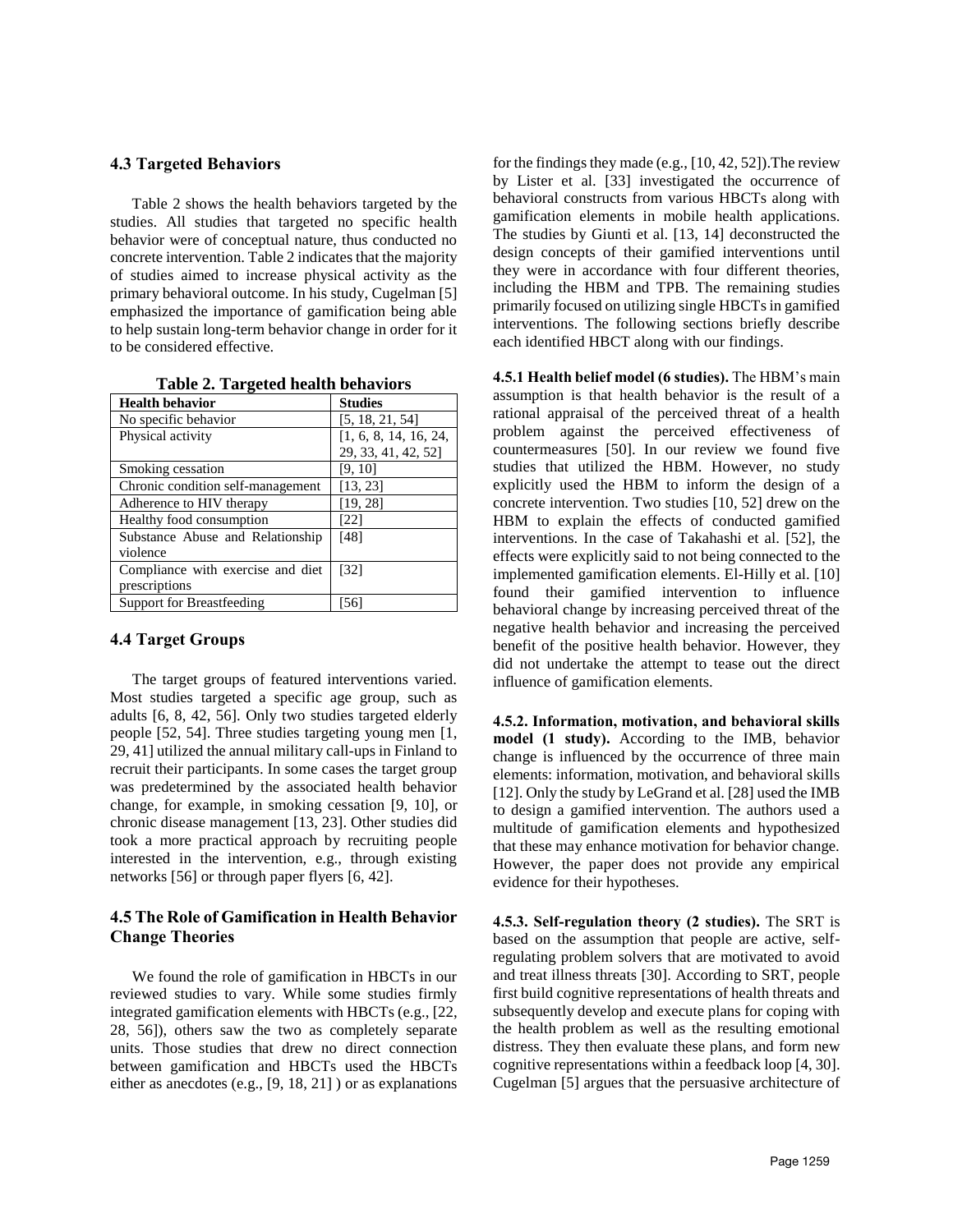## 4.3 Targeted Behaviors

Table 2 shows the health behaviors targeted by the studies. All studies that targeted no specific health behavior were of conceptual nature, thus conducted no concrete intervention. Table 2 indicates that the majority of studies aimed to increase physical activity as the primary behavioral outcome. In his study, Cugelman [5] emphasized the importance of gamification being able to help sustain long-term behavior change in order for it to be considered effective.

**Table 2. Targeted health behaviors**

| Health behavior | Studies |
|---|---|
| No specific behavior | [5, 18, 21, 54] |
| Physical activity | [1, 6, 8, 14, 16, 24, 29, 33, 41, 42, 52] |
| Smoking cessation | [9, 10] |
| Chronic condition self-management | [13, 23] |
| Adherence to HIV therapy | [19, 28] |
| Healthy food consumption | [22] |
| Substance Abuse and Relationship violence | [48] |
| Compliance with exercise and diet prescriptions | [32] |
| Support for Breastfeeding | [56] |

## 4.4 Target Groups

The target groups of featured interventions varied. Most studies targeted a specific age group, such as adults [6, 8, 42, 56]. Only two studies targeted elderly people [52, 54]. Three studies targeting young men [1, 29, 41] utilized the annual military call-ups in Finland to recruit their participants. In some cases the target group was predetermined by the associated health behavior change, for example, in smoking cessation [9, 10], or chronic disease management [13, 23]. Other studies did took a more practical approach by recruiting people interested in the intervention, e.g., through existing networks [56] or through paper flyers [6, 42].

## 4.5 The Role of Gamification in Health Behavior Change Theories

We found the role of gamification in HBCTs in our reviewed studies to vary. While some studies firmly integrated gamification elements with HBCTs (e.g., [22, 28, 56]), others saw the two as completely separate units. Those studies that drew no direct connection between gamification and HBCTs used the HBCTs either as anecdotes (e.g., [9, 18, 21] ) or as explanations for the findings they made (e.g., [10, 42, 52]).The review by Lister et al. [33] investigated the occurrence of behavioral constructs from various HBCTs along with gamification elements in mobile health applications. The studies by Giunti et al. [13, 14] deconstructed the design concepts of their gamified interventions until they were in accordance with four different theories, including the HBM and TPB. The remaining studies primarily focused on utilizing single HBCTs in gamified interventions. The following sections briefly describe each identified HBCT along with our findings.

**4.5.1 Health belief model (6 studies).** The HBM's main assumption is that health behavior is the result of a rational appraisal of the perceived threat of a health problem against the perceived effectiveness of countermeasures [50]. In our review we found five studies that utilized the HBM. However, no study explicitly used the HBM to inform the design of a concrete intervention. Two studies [10, 52] drew on the HBM to explain the effects of conducted gamified interventions. In the case of Takahashi et al. [52], the effects were explicitly said to not being connected to the implemented gamification elements. El-Hilly et al. [10] found their gamified intervention to influence behavioral change by increasing perceived threat of the negative health behavior and increasing the perceived benefit of the positive health behavior. However, they did not undertake the attempt to tease out the direct influence of gamification elements.

**4.5.2. Information, motivation, and behavioral skills model (1 study).** According to the IMB, behavior change is influenced by the occurrence of three main elements: information, motivation, and behavioral skills [12]. Only the study by LeGrand et al. [28] used the IMB to design a gamified intervention. The authors used a multitude of gamification elements and hypothesized that these may enhance motivation for behavior change. However, the paper does not provide any empirical evidence for their hypotheses.

**4.5.3. Self-regulation theory (2 studies).** The SRT is based on the assumption that people are active, self-regulating problem solvers that are motivated to avoid and treat illness threats [30]. According to SRT, people first build cognitive representations of health threats and subsequently develop and execute plans for coping with the health problem as well as the resulting emotional distress. They then evaluate these plans, and form new cognitive representations within a feedback loop [4, 30]. Cugelman [5] argues that the persuasive architecture of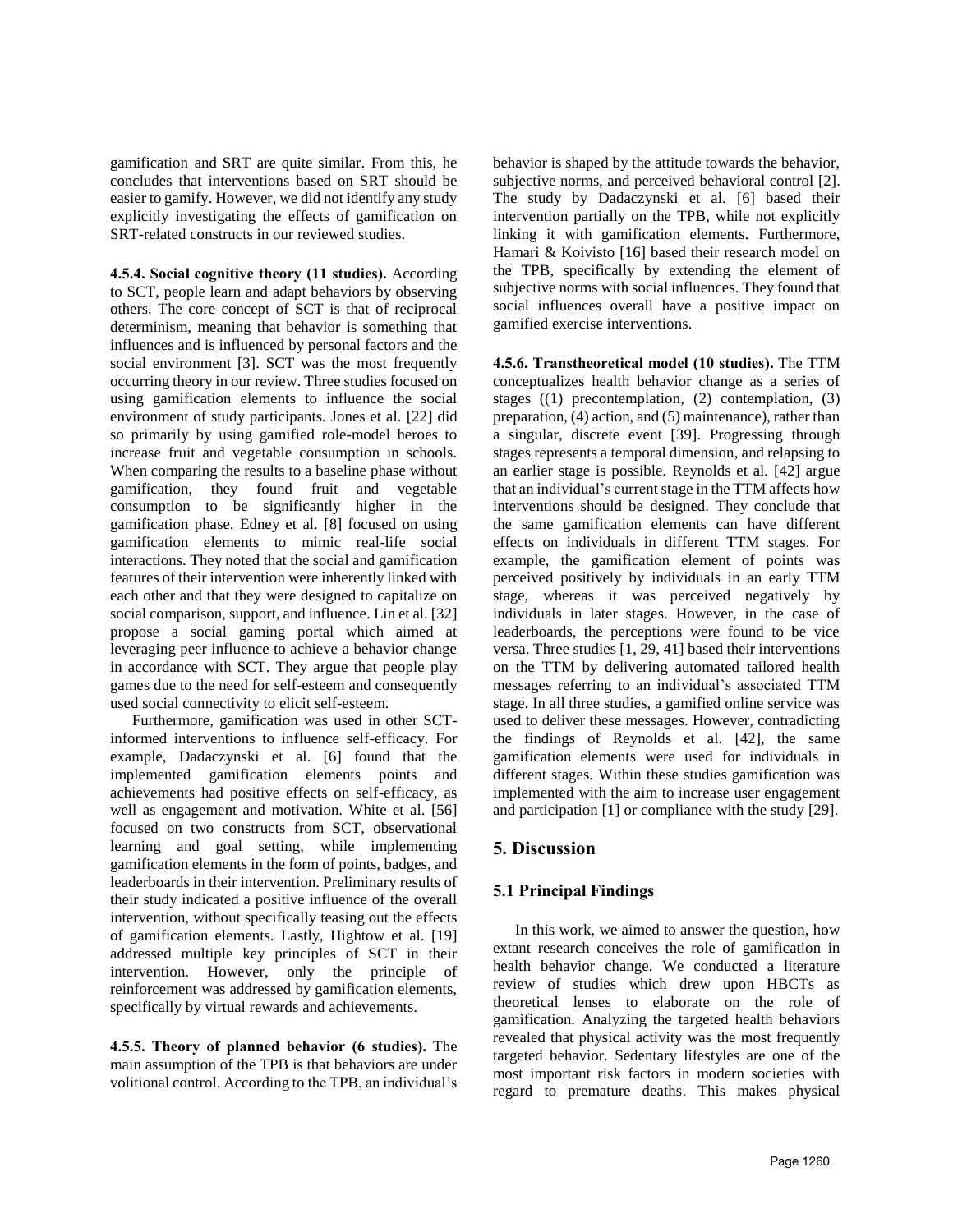gamification and SRT are quite similar. From this, he concludes that interventions based on SRT should be easier to gamify. However, we did not identify any study explicitly investigating the effects of gamification on SRT-related constructs in our reviewed studies.

**4.5.4. Social cognitive theory (11 studies).** According to SCT, people learn and adapt behaviors by observing others. The core concept of SCT is that of reciprocal determinism, meaning that behavior is something that influences and is influenced by personal factors and the social environment [3]. SCT was the most frequently occurring theory in our review. Three studies focused on using gamification elements to influence the social environment of study participants. Jones et al. [22] did so primarily by using gamified role-model heroes to increase fruit and vegetable consumption in schools. When comparing the results to a baseline phase without gamification, they found fruit and vegetable consumption to be significantly higher in the gamification phase. Edney et al. [8] focused on using gamification elements to mimic real-life social interactions. They noted that the social and gamification features of their intervention were inherently linked with each other and that they were designed to capitalize on social comparison, support, and influence. Lin et al. [32] propose a social gaming portal which aimed at leveraging peer influence to achieve a behavior change in accordance with SCT. They argue that people play games due to the need for self-esteem and consequently used social connectivity to elicit self-esteem.

Furthermore, gamification was used in other SCT-informed interventions to influence self-efficacy. For example, Dadaczynski et al. [6] found that the implemented gamification elements points and achievements had positive effects on self-efficacy, as well as engagement and motivation. White et al. [56] focused on two constructs from SCT, observational learning and goal setting, while implementing gamification elements in the form of points, badges, and leaderboards in their intervention. Preliminary results of their study indicated a positive influence of the overall intervention, without specifically teasing out the effects of gamification elements. Lastly, Hightow et al. [19] addressed multiple key principles of SCT in their intervention. However, only the principle of reinforcement was addressed by gamification elements, specifically by virtual rewards and achievements.

**4.5.5. Theory of planned behavior (6 studies).** The main assumption of the TPB is that behaviors are under volitional control. According to the TPB, an individual's behavior is shaped by the attitude towards the behavior, subjective norms, and perceived behavioral control [2]. The study by Dadaczynski et al. [6] based their intervention partially on the TPB, while not explicitly linking it with gamification elements. Furthermore, Hamari & Koivisto [16] based their research model on the TPB, specifically by extending the element of subjective norms with social influences. They found that social influences overall have a positive impact on gamified exercise interventions.

**4.5.6. Transtheoretical model (10 studies).** The TTM conceptualizes health behavior change as a series of stages ((1) precontemplation, (2) contemplation, (3) preparation, (4) action, and (5) maintenance), rather than a singular, discrete event [39]. Progressing through stages represents a temporal dimension, and relapsing to an earlier stage is possible. Reynolds et al. [42] argue that an individual's current stage in the TTM affects how interventions should be designed. They conclude that the same gamification elements can have different effects on individuals in different TTM stages. For example, the gamification element of points was perceived positively by individuals in an early TTM stage, whereas it was perceived negatively by individuals in later stages. However, in the case of leaderboards, the perceptions were found to be vice versa. Three studies [1, 29, 41] based their interventions on the TTM by delivering automated tailored health messages referring to an individual's associated TTM stage. In all three studies, a gamified online service was used to deliver these messages. However, contradicting the findings of Reynolds et al. [42], the same gamification elements were used for individuals in different stages. Within these studies gamification was implemented with the aim to increase user engagement and participation [1] or compliance with the study [29].

## 5. Discussion

### 5.1 Principal Findings

In this work, we aimed to answer the question, how extant research conceives the role of gamification in health behavior change. We conducted a literature review of studies which drew upon HBCTs as theoretical lenses to elaborate on the role of gamification. Analyzing the targeted health behaviors revealed that physical activity was the most frequently targeted behavior. Sedentary lifestyles are one of the most important risk factors in modern societies with regard to premature deaths. This makes physical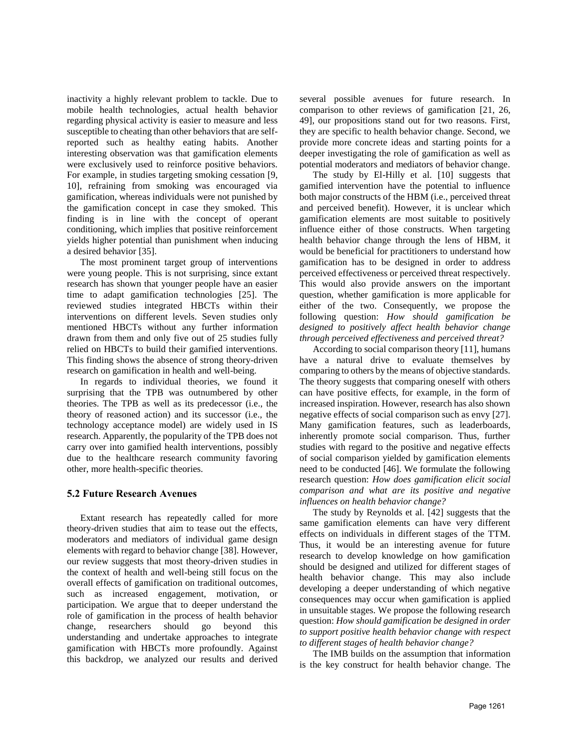inactivity a highly relevant problem to tackle. Due to mobile health technologies, actual health behavior regarding physical activity is easier to measure and less susceptible to cheating than other behaviors that are self-reported such as healthy eating habits. Another interesting observation was that gamification elements were exclusively used to reinforce positive behaviors. For example, in studies targeting smoking cessation [9, 10], refraining from smoking was encouraged via gamification, whereas individuals were not punished by the gamification concept in case they smoked. This finding is in line with the concept of operant conditioning, which implies that positive reinforcement yields higher potential than punishment when inducing a desired behavior [35].

The most prominent target group of interventions were young people. This is not surprising, since extant research has shown that younger people have an easier time to adapt gamification technologies [25]. The reviewed studies integrated HBCTs within their interventions on different levels. Seven studies only mentioned HBCTs without any further information drawn from them and only five out of 25 studies fully relied on HBCTs to build their gamified interventions. This finding shows the absence of strong theory-driven research on gamification in health and well-being.

In regards to individual theories, we found it surprising that the TPB was outnumbered by other theories. The TPB as well as its predecessor (i.e., the theory of reasoned action) and its successor (i.e., the technology acceptance model) are widely used in IS research. Apparently, the popularity of the TPB does not carry over into gamified health interventions, possibly due to the healthcare research community favoring other, more health-specific theories.

### 5.2 Future Research Avenues

Extant research has repeatedly called for more theory-driven studies that aim to tease out the effects, moderators and mediators of individual game design elements with regard to behavior change [38]. However, our review suggests that most theory-driven studies in the context of health and well-being still focus on the overall effects of gamification on traditional outcomes, such as increased engagement, motivation, or participation. We argue that to deeper understand the role of gamification in the process of health behavior change, researchers should go beyond this understanding and undertake approaches to integrate gamification with HBCTs more profoundly. Against this backdrop, we analyzed our results and derived several possible avenues for future research. In comparison to other reviews of gamification [21, 26, 49], our propositions stand out for two reasons. First, they are specific to health behavior change. Second, we provide more concrete ideas and starting points for a deeper investigating the role of gamification as well as potential moderators and mediators of behavior change.

The study by El-Hilly et al. [10] suggests that gamified intervention have the potential to influence both major constructs of the HBM (i.e., perceived threat and perceived benefit). However, it is unclear which gamification elements are most suitable to positively influence either of those constructs. When targeting health behavior change through the lens of HBM, it would be beneficial for practitioners to understand how gamification has to be designed in order to address perceived effectiveness or perceived threat respectively. This would also provide answers on the important question, whether gamification is more applicable for either of the two. Consequently, we propose the following question: *How should gamification be designed to positively affect health behavior change through perceived effectiveness and perceived threat?*

According to social comparison theory [11], humans have a natural drive to evaluate themselves by comparing to others by the means of objective standards. The theory suggests that comparing oneself with others can have positive effects, for example, in the form of increased inspiration. However, research has also shown negative effects of social comparison such as envy [27]. Many gamification features, such as leaderboards, inherently promote social comparison. Thus, further studies with regard to the positive and negative effects of social comparison yielded by gamification elements need to be conducted [46]. We formulate the following research question: *How does gamification elicit social comparison and what are its positive and negative influences on health behavior change?*

The study by Reynolds et al. [42] suggests that the same gamification elements can have very different effects on individuals in different stages of the TTM. Thus, it would be an interesting avenue for future research to develop knowledge on how gamification should be designed and utilized for different stages of health behavior change. This may also include developing a deeper understanding of which negative consequences may occur when gamification is applied in unsuitable stages. We propose the following research question: *How should gamification be designed in order to support positive health behavior change with respect to different stages of health behavior change?*

The IMB builds on the assumption that information is the key construct for health behavior change. The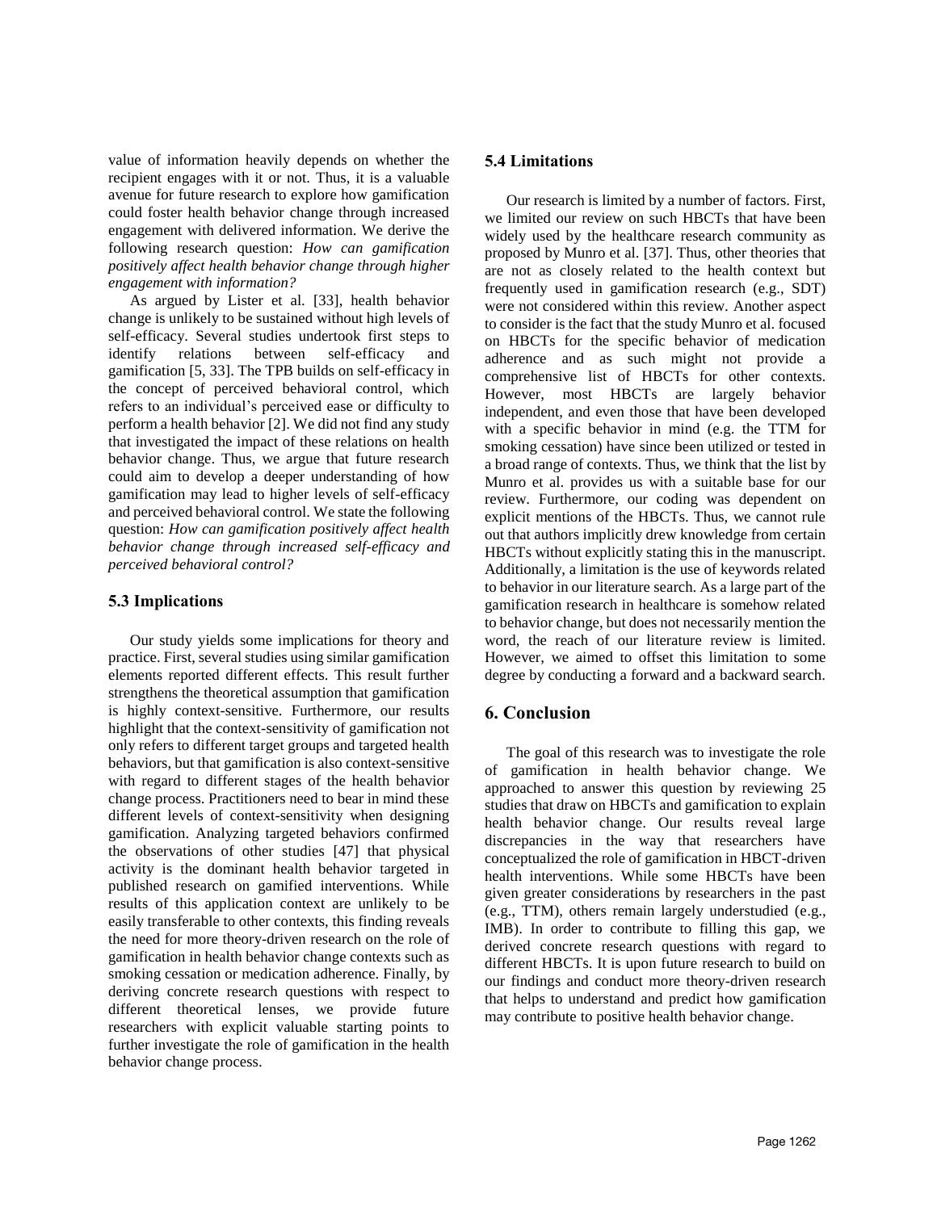value of information heavily depends on whether the recipient engages with it or not. Thus, it is a valuable avenue for future research to explore how gamification could foster health behavior change through increased engagement with delivered information. We derive the following research question: *How can gamification positively affect health behavior change through higher engagement with information?*

As argued by Lister et al. [33], health behavior change is unlikely to be sustained without high levels of self-efficacy. Several studies undertook first steps to identify relations between self-efficacy and gamification [5, 33]. The TPB builds on self-efficacy in the concept of perceived behavioral control, which refers to an individual's perceived ease or difficulty to perform a health behavior [2]. We did not find any study that investigated the impact of these relations on health behavior change. Thus, we argue that future research could aim to develop a deeper understanding of how gamification may lead to higher levels of self-efficacy and perceived behavioral control. We state the following question: *How can gamification positively affect health behavior change through increased self-efficacy and perceived behavioral control?*

### 5.3 Implications

Our study yields some implications for theory and practice. First, several studies using similar gamification elements reported different effects. This result further strengthens the theoretical assumption that gamification is highly context-sensitive. Furthermore, our results highlight that the context-sensitivity of gamification not only refers to different target groups and targeted health behaviors, but that gamification is also context-sensitive with regard to different stages of the health behavior change process. Practitioners need to bear in mind these different levels of context-sensitivity when designing gamification. Analyzing targeted behaviors confirmed the observations of other studies [47] that physical activity is the dominant health behavior targeted in published research on gamified interventions. While results of this application context are unlikely to be easily transferable to other contexts, this finding reveals the need for more theory-driven research on the role of gamification in health behavior change contexts such as smoking cessation or medication adherence. Finally, by deriving concrete research questions with respect to different theoretical lenses, we provide future researchers with explicit valuable starting points to further investigate the role of gamification in the health behavior change process.

### 5.4 Limitations

Our research is limited by a number of factors. First, we limited our review on such HBCTs that have been widely used by the healthcare research community as proposed by Munro et al. [37]. Thus, other theories that are not as closely related to the health context but frequently used in gamification research (e.g., SDT) were not considered within this review. Another aspect to consider is the fact that the study Munro et al. focused on HBCTs for the specific behavior of medication adherence and as such might not provide a comprehensive list of HBCTs for other contexts. However, most HBCTs are largely behavior independent, and even those that have been developed with a specific behavior in mind (e.g. the TTM for smoking cessation) have since been utilized or tested in a broad range of contexts. Thus, we think that the list by Munro et al. provides us with a suitable base for our review. Furthermore, our coding was dependent on explicit mentions of the HBCTs. Thus, we cannot rule out that authors implicitly drew knowledge from certain HBCTs without explicitly stating this in the manuscript. Additionally, a limitation is the use of keywords related to behavior in our literature search. As a large part of the gamification research in healthcare is somehow related to behavior change, but does not necessarily mention the word, the reach of our literature review is limited. However, we aimed to offset this limitation to some degree by conducting a forward and a backward search.

## 6. Conclusion

The goal of this research was to investigate the role of gamification in health behavior change. We approached to answer this question by reviewing 25 studies that draw on HBCTs and gamification to explain health behavior change. Our results reveal large discrepancies in the way that researchers have conceptualized the role of gamification in HBCT-driven health interventions. While some HBCTs have been given greater considerations by researchers in the past (e.g., TTM), others remain largely understudied (e.g., IMB). In order to contribute to filling this gap, we derived concrete research questions with regard to different HBCTs. It is upon future research to build on our findings and conduct more theory-driven research that helps to understand and predict how gamification may contribute to positive health behavior change.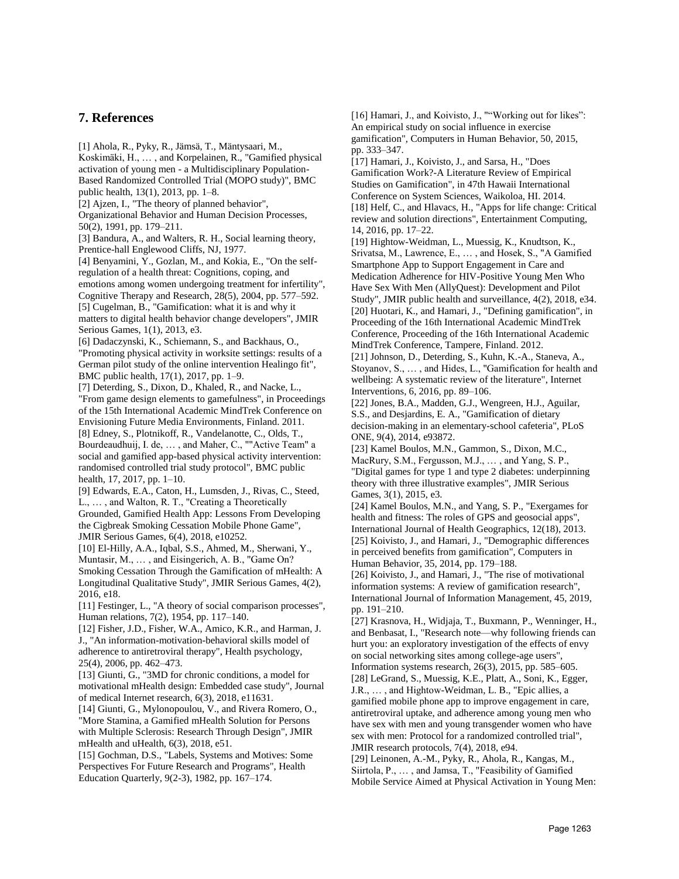## 7. References

[1] Ahola, R., Pyky, R., Jämsä, T., Mäntysaari, M., Koskimäki, H., … , and Korpelainen, R., "Gamified physical activation of young men - a Multidisciplinary Population-Based Randomized Controlled Trial (MOPO study)", BMC public health, 13(1), 2013, pp. 1–8.

[2] Ajzen, I., "The theory of planned behavior", Organizational Behavior and Human Decision Processes, 50(2), 1991, pp. 179–211.

[3] Bandura, A., and Walters, R. H., Social learning theory, Prentice-hall Englewood Cliffs, NJ, 1977.

[4] Benyamini, Y., Gozlan, M., and Kokia, E., "On the self-regulation of a health threat: Cognitions, coping, and emotions among women undergoing treatment for infertility", Cognitive Therapy and Research, 28(5), 2004, pp. 577–592.

[5] Cugelman, B., "Gamification: what it is and why it matters to digital health behavior change developers", JMIR Serious Games, 1(1), 2013, e3.

[6] Dadaczynski, K., Schiemann, S., and Backhaus, O., "Promoting physical activity in worksite settings: results of a German pilot study of the online intervention Healingo fit", BMC public health, 17(1), 2017, pp. 1–9.

[7] Deterding, S., Dixon, D., Khaled, R., and Nacke, L., "From game design elements to gamefulness", in Proceedings of the 15th International Academic MindTrek Conference on Envisioning Future Media Environments, Finland. 2011.

[8] Edney, S., Plotnikoff, R., Vandelanotte, C., Olds, T., Bourdeaudhuij, I. de, … , and Maher, C., ""Active Team" a social and gamified app-based physical activity intervention: randomised controlled trial study protocol", BMC public health, 17, 2017, pp. 1–10.

[9] Edwards, E.A., Caton, H., Lumsden, J., Rivas, C., Steed, L., … , and Walton, R. T., "Creating a Theoretically Grounded, Gamified Health App: Lessons From Developing the Cigbreak Smoking Cessation Mobile Phone Game", JMIR Serious Games, 6(4), 2018, e10252.

[10] El-Hilly, A.A., Iqbal, S.S., Ahmed, M., Sherwani, Y., Muntasir, M., … , and Eisingerich, A. B., "Game On? Smoking Cessation Through the Gamification of mHealth: A Longitudinal Qualitative Study", JMIR Serious Games, 4(2), 2016, e18.

[11] Festinger, L., "A theory of social comparison processes", Human relations, 7(2), 1954, pp. 117–140.

[12] Fisher, J.D., Fisher, W.A., Amico, K.R., and Harman, J. J., "An information-motivation-behavioral skills model of adherence to antiretroviral therapy", Health psychology, 25(4), 2006, pp. 462–473.

[13] Giunti, G., "3MD for chronic conditions, a model for motivational mHealth design: Embedded case study", Journal of medical Internet research, 6(3), 2018, e11631.

[14] Giunti, G., Mylonopoulou, V., and Rivera Romero, O., "More Stamina, a Gamified mHealth Solution for Persons with Multiple Sclerosis: Research Through Design", JMIR mHealth and uHealth, 6(3), 2018, e51.

[15] Gochman, D.S., "Labels, Systems and Motives: Some Perspectives For Future Research and Programs", Health Education Quarterly, 9(2-3), 1982, pp. 167–174.

[16] Hamari, J., and Koivisto, J., ""Working out for likes": An empirical study on social influence in exercise gamification", Computers in Human Behavior, 50, 2015, pp. 333–347.

[17] Hamari, J., Koivisto, J., and Sarsa, H., "Does Gamification Work?-A Literature Review of Empirical Studies on Gamification", in 47th Hawaii International Conference on System Sciences, Waikoloa, HI. 2014.

[18] Helf, C., and Hlavacs, H., "Apps for life change: Critical review and solution directions", Entertainment Computing, 14, 2016, pp. 17–22.

[19] Hightow-Weidman, L., Muessig, K., Knudtson, K., Srivatsa, M., Lawrence, E., … , and Hosek, S., "A Gamified Smartphone App to Support Engagement in Care and Medication Adherence for HIV-Positive Young Men Who Have Sex With Men (AllyQuest): Development and Pilot Study", JMIR public health and surveillance, 4(2), 2018, e34.

[20] Huotari, K., and Hamari, J., "Defining gamification", in Proceeding of the 16th International Academic MindTrek Conference, Proceeding of the 16th International Academic MindTrek Conference, Tampere, Finland. 2012.

[21] Johnson, D., Deterding, S., Kuhn, K.-A., Staneva, A., Stoyanov, S., … , and Hides, L., "Gamification for health and wellbeing: A systematic review of the literature", Internet Interventions, 6, 2016, pp. 89–106.

[22] Jones, B.A., Madden, G.J., Wengreen, H.J., Aguilar, S.S., and Desjardins, E. A., "Gamification of dietary decision-making in an elementary-school cafeteria", PLoS ONE, 9(4), 2014, e93872.

[23] Kamel Boulos, M.N., Gammon, S., Dixon, M.C., MacRury, S.M., Fergusson, M.J., … , and Yang, S. P., "Digital games for type 1 and type 2 diabetes: underpinning theory with three illustrative examples", JMIR Serious Games, 3(1), 2015, e3.

[24] Kamel Boulos, M.N., and Yang, S. P., "Exergames for health and fitness: The roles of GPS and geosocial apps", International Journal of Health Geographics, 12(18), 2013.

[25] Koivisto, J., and Hamari, J., "Demographic differences in perceived benefits from gamification", Computers in Human Behavior, 35, 2014, pp. 179–188.

[26] Koivisto, J., and Hamari, J., "The rise of motivational information systems: A review of gamification research", International Journal of Information Management, 45, 2019, pp. 191–210.

[27] Krasnova, H., Widjaja, T., Buxmann, P., Wenninger, H., and Benbasat, I., "Research note—why following friends can hurt you: an exploratory investigation of the effects of envy on social networking sites among college-age users", Information systems research, 26(3), 2015, pp. 585–605.

[28] LeGrand, S., Muessig, K.E., Platt, A., Soni, K., Egger, J.R., … , and Hightow-Weidman, L. B., "Epic allies, a gamified mobile phone app to improve engagement in care, antiretroviral uptake, and adherence among young men who have sex with men and young transgender women who have sex with men: Protocol for a randomized controlled trial", JMIR research protocols, 7(4), 2018, e94.

[29] Leinonen, A.-M., Pyky, R., Ahola, R., Kangas, M., Siirtola, P., … , and Jamsa, T., "Feasibility of Gamified Mobile Service Aimed at Physical Activation in Young Men: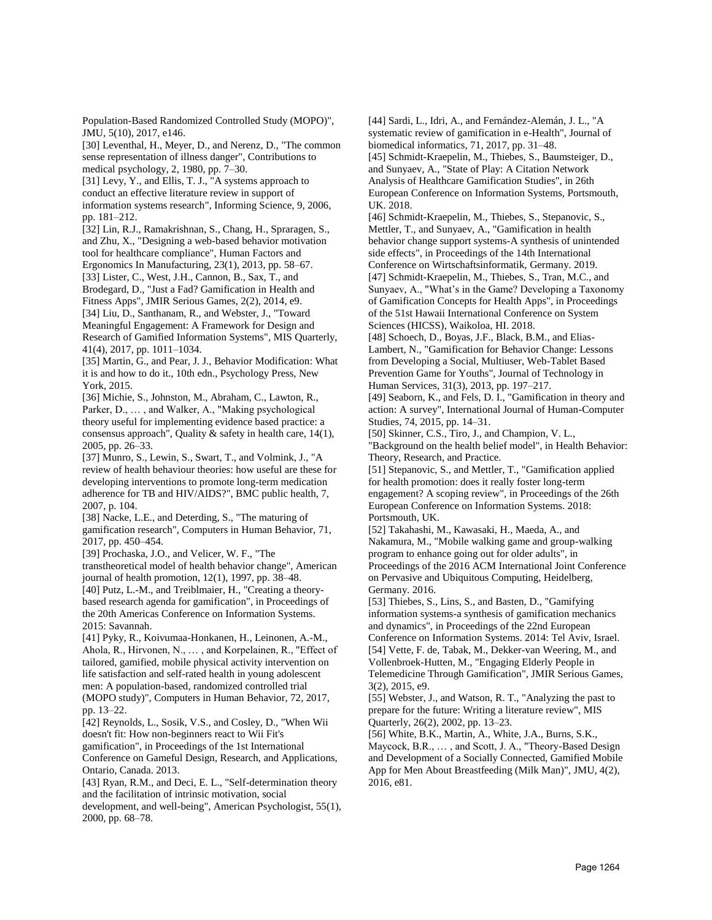Population-Based Randomized Controlled Study (MOPO)", JMU, 5(10), 2017, e146.

[30] Leventhal, H., Meyer, D., and Nerenz, D., "The common sense representation of illness danger", Contributions to medical psychology, 2, 1980, pp. 7–30.

[31] Levy, Y., and Ellis, T. J., "A systems approach to conduct an effective literature review in support of information systems research", Informing Science, 9, 2006, pp. 181–212.

[32] Lin, R.J., Ramakrishnan, S., Chang, H., Spraragen, S., and Zhu, X., "Designing a web-based behavior motivation tool for healthcare compliance", Human Factors and Ergonomics In Manufacturing, 23(1), 2013, pp. 58–67.

[33] Lister, C., West, J.H., Cannon, B., Sax, T., and Brodegard, D., "Just a Fad? Gamification in Health and Fitness Apps", JMIR Serious Games, 2(2), 2014, e9.

[34] Liu, D., Santhanam, R., and Webster, J., "Toward Meaningful Engagement: A Framework for Design and Research of Gamified Information Systems", MIS Quarterly, 41(4), 2017, pp. 1011–1034.

[35] Martin, G., and Pear, J. J., Behavior Modification: What it is and how to do it., 10th edn., Psychology Press, New York, 2015.

[36] Michie, S., Johnston, M., Abraham, C., Lawton, R., Parker, D., … , and Walker, A., "Making psychological theory useful for implementing evidence based practice: a consensus approach", Quality & safety in health care, 14(1), 2005, pp. 26–33.

[37] Munro, S., Lewin, S., Swart, T., and Volmink, J., "A review of health behaviour theories: how useful are these for developing interventions to promote long-term medication adherence for TB and HIV/AIDS?", BMC public health, 7, 2007, p. 104.

[38] Nacke, L.E., and Deterding, S., "The maturing of gamification research", Computers in Human Behavior, 71, 2017, pp. 450–454.

[39] Prochaska, J.O., and Velicer, W. F., "The transtheoretical model of health behavior change", American journal of health promotion, 12(1), 1997, pp. 38–48.

[40] Putz, L.-M., and Treiblmaier, H., "Creating a theory-based research agenda for gamification", in Proceedings of the 20th Americas Conference on Information Systems. 2015: Savannah.

[41] Pyky, R., Koivumaa-Honkanen, H., Leinonen, A.-M., Ahola, R., Hirvonen, N., … , and Korpelainen, R., "Effect of tailored, gamified, mobile physical activity intervention on life satisfaction and self-rated health in young adolescent men: A population-based, randomized controlled trial (MOPO study)", Computers in Human Behavior, 72, 2017, pp. 13–22.

[42] Reynolds, L., Sosik, V.S., and Cosley, D., "When Wii doesn't fit: How non-beginners react to Wii Fit's gamification", in Proceedings of the 1st International Conference on Gameful Design, Research, and Applications, Ontario, Canada. 2013.

[43] Ryan, R.M., and Deci, E. L., "Self-determination theory and the facilitation of intrinsic motivation, social development, and well-being", American Psychologist, 55(1), 2000, pp. 68–78.

[44] Sardi, L., Idri, A., and Fernández-Alemán, J. L., "A systematic review of gamification in e-Health", Journal of biomedical informatics, 71, 2017, pp. 31–48.

[45] Schmidt-Kraepelin, M., Thiebes, S., Baumsteiger, D., and Sunyaev, A., "State of Play: A Citation Network Analysis of Healthcare Gamification Studies", in 26th European Conference on Information Systems, Portsmouth, UK. 2018.

[46] Schmidt-Kraepelin, M., Thiebes, S., Stepanovic, S., Mettler, T., and Sunyaev, A., "Gamification in health behavior change support systems-A synthesis of unintended side effects", in Proceedings of the 14th International Conference on Wirtschaftsinformatik, Germany. 2019.

[47] Schmidt-Kraepelin, M., Thiebes, S., Tran, M.C., and Sunyaev, A., "What's in the Game? Developing a Taxonomy of Gamification Concepts for Health Apps", in Proceedings of the 51st Hawaii International Conference on System Sciences (HICSS), Waikoloa, HI. 2018.

[48] Schoech, D., Boyas, J.F., Black, B.M., and Elias-Lambert, N., "Gamification for Behavior Change: Lessons from Developing a Social, Multiuser, Web-Tablet Based Prevention Game for Youths", Journal of Technology in Human Services, 31(3), 2013, pp. 197–217.

[49] Seaborn, K., and Fels, D. I., "Gamification in theory and action: A survey", International Journal of Human-Computer Studies, 74, 2015, pp. 14–31.

[50] Skinner, C.S., Tiro, J., and Champion, V. L., "Background on the health belief model", in Health Behavior: Theory, Research, and Practice.

[51] Stepanovic, S., and Mettler, T., "Gamification applied for health promotion: does it really foster long-term engagement? A scoping review", in Proceedings of the 26th European Conference on Information Systems. 2018: Portsmouth, UK.

[52] Takahashi, M., Kawasaki, H., Maeda, A., and Nakamura, M., "Mobile walking game and group-walking program to enhance going out for older adults", in Proceedings of the 2016 ACM International Joint Conference on Pervasive and Ubiquitous Computing, Heidelberg, Germany. 2016.

[53] Thiebes, S., Lins, S., and Basten, D., "Gamifying information systems-a synthesis of gamification mechanics and dynamics", in Proceedings of the 22nd European Conference on Information Systems. 2014: Tel Aviv, Israel.

[54] Vette, F. de, Tabak, M., Dekker-van Weering, M., and Vollenbroek-Hutten, M., "Engaging Elderly People in Telemedicine Through Gamification", JMIR Serious Games, 3(2), 2015, e9.

[55] Webster, J., and Watson, R. T., "Analyzing the past to prepare for the future: Writing a literature review", MIS Quarterly, 26(2), 2002, pp. 13–23.

[56] White, B.K., Martin, A., White, J.A., Burns, S.K., Maycock, B.R., … , and Scott, J. A., "Theory-Based Design and Development of a Socially Connected, Gamified Mobile App for Men About Breastfeeding (Milk Man)", JMU, 4(2), 2016, e81.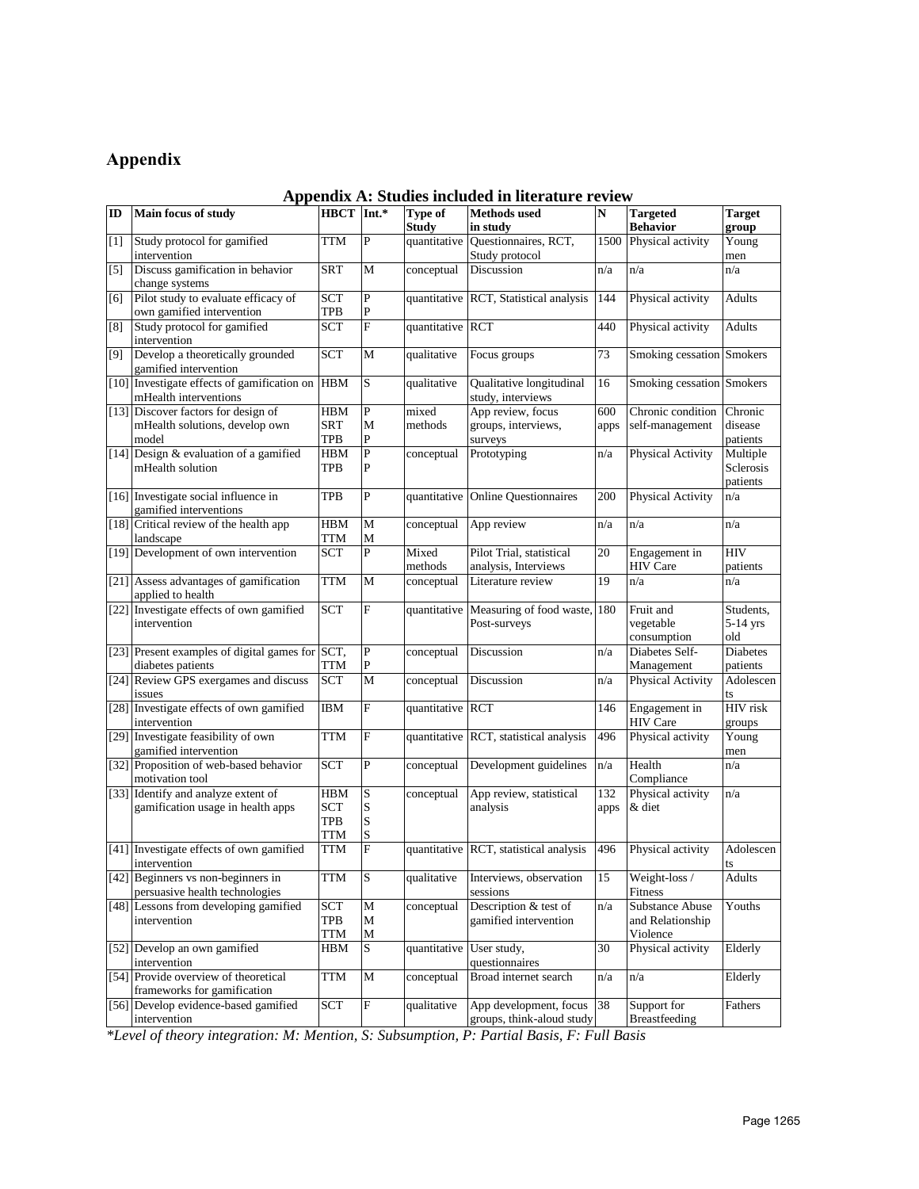# Appendix

## Appendix A: Studies included in literature review

| ID | Main focus of study | HBCT | Int.* | Type of Study | Methods used in study | N | Targeted Behavior | Target group |
|---|---|---|---|---|---|---|---|---|
| [1] | Study protocol for gamified intervention | TTM | P | quantitative | Questionnaires, RCT, Study protocol | 1500 | Physical activity | Young men |
| [5] | Discuss gamification in behavior change systems | SRT | M | conceptual | Discussion | n/a | n/a | n/a |
| [6] | Pilot study to evaluate efficacy of own gamified intervention | SCT TPB | P P | quantitative | RCT, Statistical analysis | 144 | Physical activity | Adults |
| [8] | Study protocol for gamified intervention | SCT | F | quantitative | RCT | 440 | Physical activity | Adults |
| [9] | Develop a theoretically grounded gamified intervention | SCT | M | qualitative | Focus groups | 73 | Smoking cessation | Smokers |
| [10] | Investigate effects of gamification on mHealth interventions | HBM | S | qualitative | Qualitative longitudinal study, interviews | 16 | Smoking cessation | Smokers |
| [13] | Discover factors for design of mHealth solutions, develop own model | HBM SRT TPB | P M P | mixed methods | App review, focus groups, interviews, surveys | 600 apps | Chronic condition self-management | Chronic disease patients |
| [14] | Design & evaluation of a gamified mHealth solution | HBM TPB | P P | conceptual | Prototyping | n/a | Physical Activity | Multiple Sclerosis patients |
| [16] | Investigate social influence in gamified interventions | TPB | P | quantitative | Online Questionnaires | 200 | Physical Activity | n/a |
| [18] | Critical review of the health app landscape | HBM TTM | M M | conceptual | App review | n/a | n/a | n/a |
| [19] | Development of own intervention | SCT | P | Mixed methods | Pilot Trial, statistical analysis, Interviews | 20 | Engagement in HIV Care | HIV patients |
| [21] | Assess advantages of gamification applied to health | TTM | M | conceptual | Literature review | 19 | n/a | n/a |
| [22] | Investigate effects of own gamified intervention | SCT | F | quantitative | Measuring of food waste, Post-surveys | 180 | Fruit and vegetable consumption | Students, 5-14 yrs old |
| [23] | Present examples of digital games for diabetes patients | SCT, TTM | P P | conceptual | Discussion | n/a | Diabetes Self-Management | Diabetes patients |
| [24] | Review GPS exergames and discuss issues | SCT | M | conceptual | Discussion | n/a | Physical Activity | Adolescents |
| [28] | Investigate effects of own gamified intervention | IBM | F | quantitative | RCT | 146 | Engagement in HIV Care | HIV risk groups |
| [29] | Investigate feasibility of own gamified intervention | TTM | F | quantitative | RCT, statistical analysis | 496 | Physical activity | Young men |
| [32] | Proposition of web-based behavior motivation tool | SCT | P | conceptual | Development guidelines | n/a | Health Compliance | n/a |
| [33] | Identify and analyze extent of gamification usage in health apps | HBM SCT TPB TTM | S S S S | conceptual | App review, statistical analysis | 132 apps | Physical activity & diet | n/a |
| [41] | Investigate effects of own gamified intervention | TTM | F | quantitative | RCT, statistical analysis | 496 | Physical activity | Adolescents |
| [42] | Beginners vs non-beginners in persuasive health technologies | TTM | S | qualitative | Interviews, observation sessions | 15 | Weight-loss / Fitness | Adults |
| [48] | Lessons from developing gamified intervention | SCT TPB TTM | M M M | conceptual | Description & test of gamified intervention | n/a | Substance Abuse and Relationship Violence | Youths |
| [52] | Develop an own gamified intervention | HBM | S | quantitative | User study, questionnaires | 30 | Physical activity | Elderly |
| [54] | Provide overview of theoretical frameworks for gamification | TTM | M | conceptual | Broad internet search | n/a | n/a | Elderly |
| [56] | Develop evidence-based gamified intervention | SCT | F | qualitative | App development, focus groups, think-aloud study | 38 | Support for Breastfeeding | Fathers |

*\*Level of theory integration: M: Mention, S: Subsumption, P: Partial Basis, F: Full Basis*